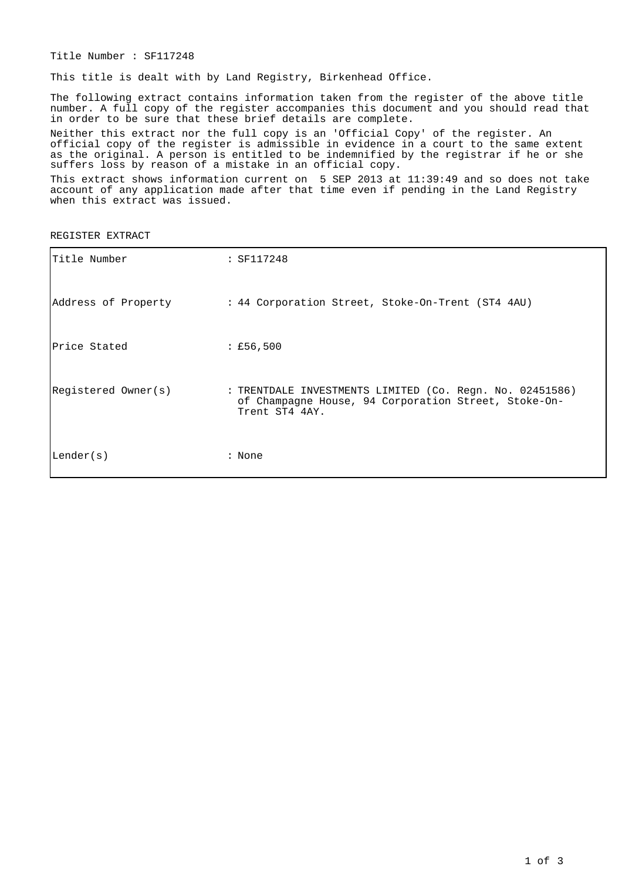Title Number : SF117248

This title is dealt with by Land Registry, Birkenhead Office.

The following extract contains information taken from the register of the above title number. A full copy of the register accompanies this document and you should read that in order to be sure that these brief details are complete.

Neither this extract nor the full copy is an 'Official Copy' of the register. An official copy of the register is admissible in evidence in a court to the same extent as the original. A person is entitled to be indemnified by the registrar if he or she suffers loss by reason of a mistake in an official copy.

This extract shows information current on 5 SEP 2013 at 11:39:49 and so does not take account of any application made after that time even if pending in the Land Registry when this extract was issued.

REGISTER EXTRACT

| | |
|---|---|
| Title Number | : SF117248 |
| Address of Property | : 44 Corporation Street, Stoke-On-Trent (ST4 4AU) |
| Price Stated | : £56,500 |
| Registered Owner(s) | : TRENTDALE INVESTMENTS LIMITED (Co. Regn. No. 02451586) of Champagne House, 94 Corporation Street, Stoke-On-Trent ST4 4AY. |
| Lender(s) | : None |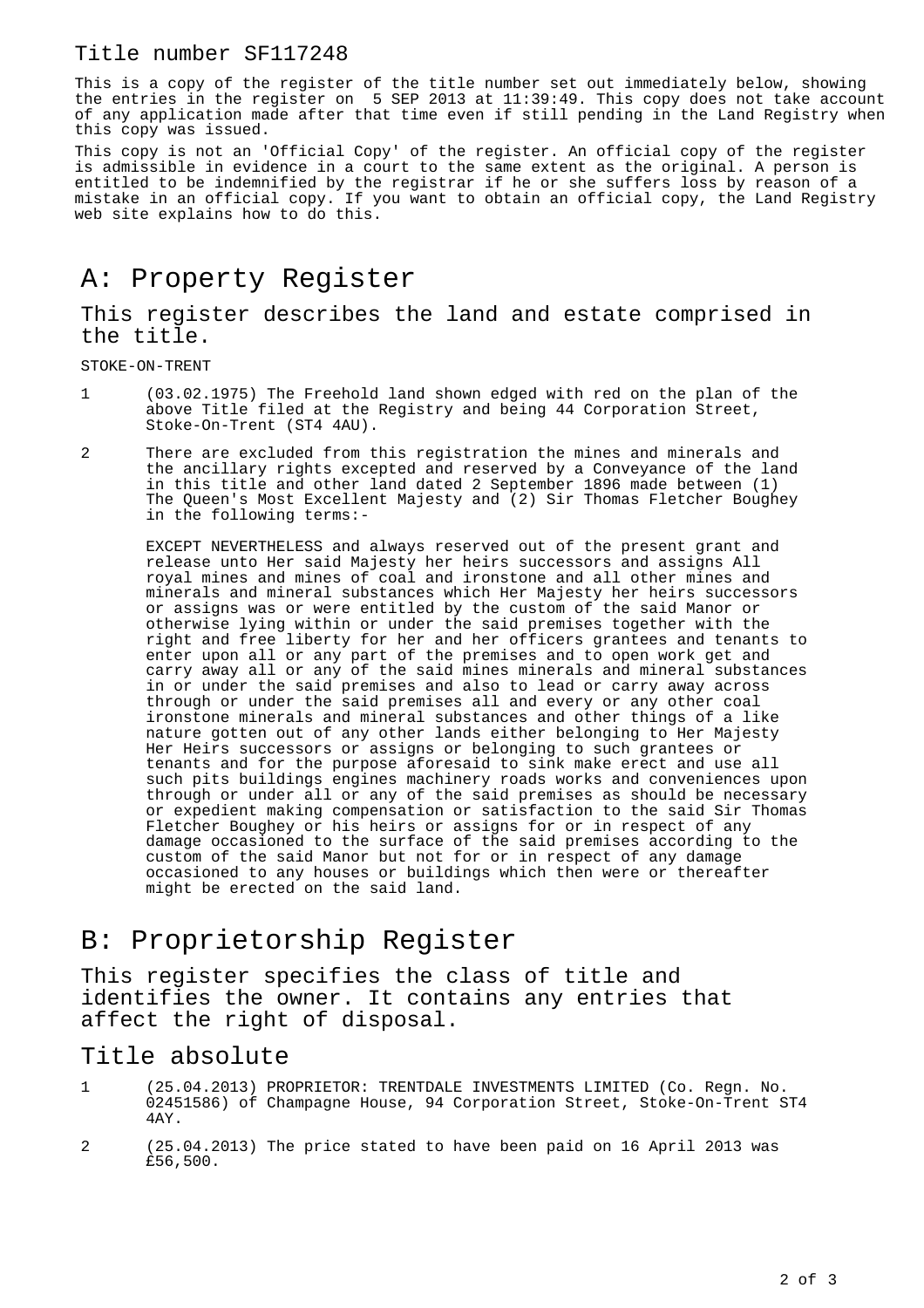Title number SF117248

This is a copy of the register of the title number set out immediately below, showing the entries in the register on 5 SEP 2013 at 11:39:49. This copy does not take account of any application made after that time even if still pending in the Land Registry when this copy was issued.

This copy is not an 'Official Copy' of the register. An official copy of the register is admissible in evidence in a court to the same extent as the original. A person is entitled to be indemnified by the registrar if he or she suffers loss by reason of a mistake in an official copy. If you want to obtain an official copy, the Land Registry web site explains how to do this.

# A: Property Register

## This register describes the land and estate comprised in the title.

STOKE-ON-TRENT

1 (03.02.1975) The Freehold land shown edged with red on the plan of the above Title filed at the Registry and being 44 Corporation Street, Stoke-On-Trent (ST4 4AU).

2 There are excluded from this registration the mines and minerals and the ancillary rights excepted and reserved by a Conveyance of the land in this title and other land dated 2 September 1896 made between (1) The Queen's Most Excellent Majesty and (2) Sir Thomas Fletcher Boughey in the following terms:-

EXCEPT NEVERTHELESS and always reserved out of the present grant and release unto Her said Majesty her heirs successors and assigns All royal mines and mines of coal and ironstone and all other mines and minerals and mineral substances which Her Majesty her heirs successors or assigns was or were entitled by the custom of the said Manor or otherwise lying within or under the said premises together with the right and free liberty for her and her officers grantees and tenants to enter upon all or any part of the premises and to open work get and carry away all or any of the said mines minerals and mineral substances in or under the said premises and also to lead or carry away across through or under the said premises all and every or any other coal ironstone minerals and mineral substances and other things of a like nature gotten out of any other lands either belonging to Her Majesty Her Heirs successors or assigns or belonging to such grantees or tenants and for the purpose aforesaid to sink make erect and use all such pits buildings engines machinery roads works and conveniences upon through or under all or any of the said premises as should be necessary or expedient making compensation or satisfaction to the said Sir Thomas Fletcher Boughey or his heirs or assigns for or in respect of any damage occasioned to the surface of the said premises according to the custom of the said Manor but not for or in respect of any damage occasioned to any houses or buildings which then were or thereafter might be erected on the said land.

# B: Proprietorship Register

## This register specifies the class of title and identifies the owner. It contains any entries that affect the right of disposal.

## Title absolute

1 (25.04.2013) PROPRIETOR: TRENTDALE INVESTMENTS LIMITED (Co. Regn. No. 02451586) of Champagne House, 94 Corporation Street, Stoke-On-Trent ST4 4AY.

2 (25.04.2013) The price stated to have been paid on 16 April 2013 was £56,500.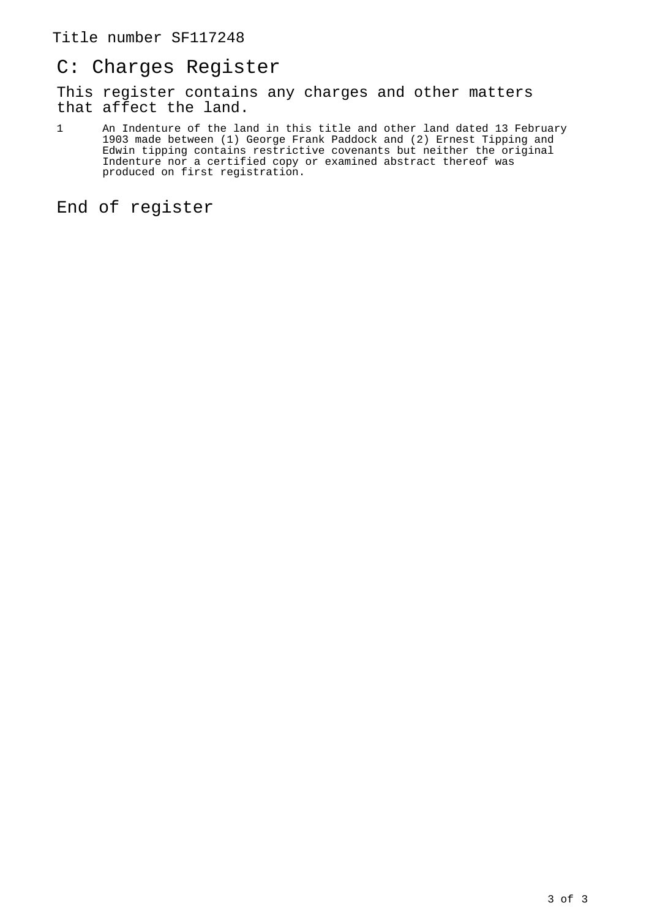Title number SF117248

# C: Charges Register

This register contains any charges and other matters that affect the land.

1 An Indenture of the land in this title and other land dated 13 February 1903 made between (1) George Frank Paddock and (2) Ernest Tipping and Edwin tipping contains restrictive covenants but neither the original Indenture nor a certified copy or examined abstract thereof was produced on first registration.

End of register